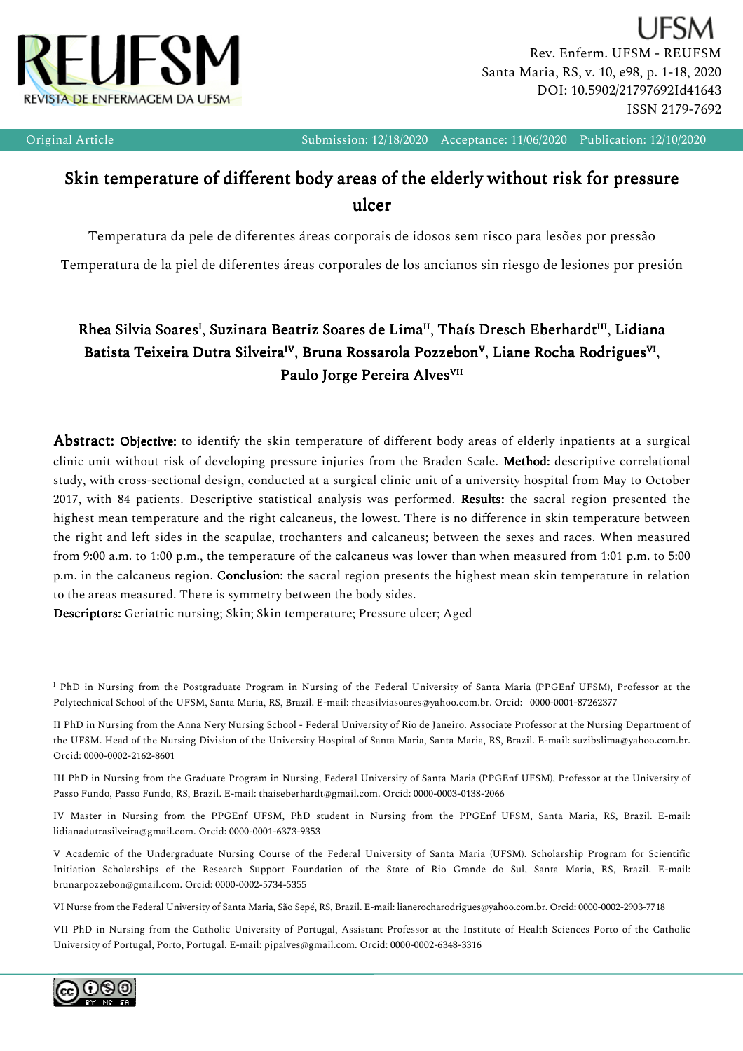Original Article    Submission: 12/18/2020    Acceptance: 11/06/2020    Publication: 12/10/2020

# Skin temperature of different body areas of the elderly without risk for pressure ulcer

Temperatura da pele de diferentes áreas corporais de idosos sem risco para lesões por pressão

Temperatura de la piel de diferentes áreas corporales de los ancianos sin riesgo de lesiones por presión

**Rhea Silvia Soares[I], Suzinara Beatriz Soares de Lima[II], Thaís Dresch Eberhardt[III], Lidiana Batista Teixeira Dutra Silveira[IV], Bruna Rossarola Pozzebon[V], Liane Rocha Rodrigues[VI], Paulo Jorge Pereira Alves[VII]**

**Abstract: Objective:** to identify the skin temperature of different body areas of elderly inpatients at a surgical clinic unit without risk of developing pressure injuries from the Braden Scale. **Method:** descriptive correlational study, with cross-sectional design, conducted at a surgical clinic unit of a university hospital from May to October 2017, with 84 patients. Descriptive statistical analysis was performed. **Results:** the sacral region presented the highest mean temperature and the right calcaneus, the lowest. There is no difference in skin temperature between the right and left sides in the scapulae, trochanters and calcaneus; between the sexes and races. When measured from 9:00 a.m. to 1:00 p.m., the temperature of the calcaneus was lower than when measured from 1:01 p.m. to 5:00 p.m. in the calcaneus region. **Conclusion:** the sacral region presents the highest mean skin temperature in relation to the areas measured. There is symmetry between the body sides.

**Descriptors:** Geriatric nursing; Skin; Skin temperature; Pressure ulcer; Aged

---

[I] PhD in Nursing from the Postgraduate Program in Nursing of the Federal University of Santa Maria (PPGEnf UFSM), Professor at the Polytechnical School of the UFSM, Santa Maria, RS, Brazil. E-mail: rheasilviasoares@yahoo.com.br. Orcid: 0000-0001-87262377

[II] PhD in Nursing from the Anna Nery Nursing School - Federal University of Rio de Janeiro. Associate Professor at the Nursing Department of the UFSM. Head of the Nursing Division of the University Hospital of Santa Maria, Santa Maria, RS, Brazil. E-mail: suzibslima@yahoo.com.br. Orcid: 0000-0002-2162-8601

[III] PhD in Nursing from the Graduate Program in Nursing, Federal University of Santa Maria (PPGEnf UFSM), Professor at the University of Passo Fundo, Passo Fundo, RS, Brazil. E-mail: thaiseberhardt@gmail.com. Orcid: 0000-0003-0138-2066

[IV] Master in Nursing from the PPGEnf UFSM, PhD student in Nursing from the PPGEnf UFSM, Santa Maria, RS, Brazil. E-mail: lidianadutrasilveira@gmail.com. Orcid: 0000-0001-6373-9353

[V] Academic of the Undergraduate Nursing Course of the Federal University of Santa Maria (UFSM). Scholarship Program for Scientific Initiation Scholarships of the Research Support Foundation of the State of Rio Grande do Sul, Santa Maria, RS, Brazil. E-mail: brunarpozzebon@gmail.com. Orcid: 0000-0002-5734-5355

[VI] Nurse from the Federal University of Santa Maria, São Sepé, RS, Brazil. E-mail: lianerocharodrigues@yahoo.com.br. Orcid: 0000-0002-2903-7718

[VII] PhD in Nursing from the Catholic University of Portugal, Assistant Professor at the Institute of Health Sciences Porto of the Catholic University of Portugal, Porto, Portugal. E-mail: pjpalves@gmail.com. Orcid: 0000-0002-6348-3316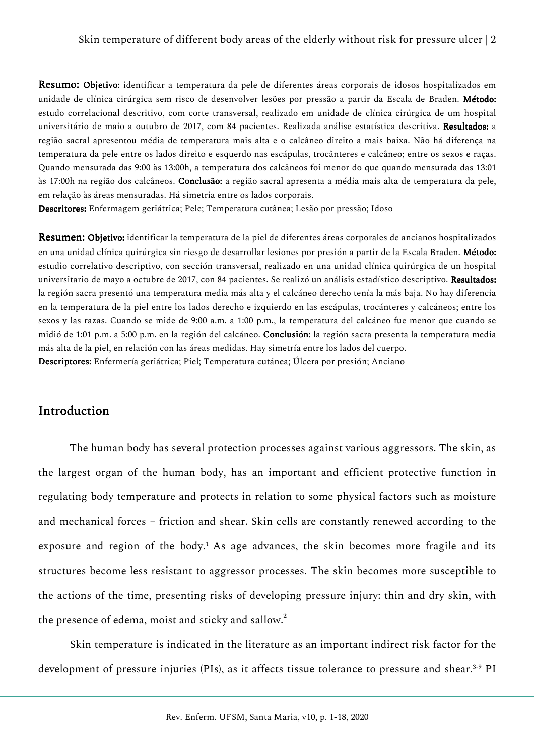**Resumo: Objetivo:** identificar a temperatura da pele de diferentes áreas corporais de idosos hospitalizados em unidade de clínica cirúrgica sem risco de desenvolver lesões por pressão a partir da Escala de Braden. **Método:** estudo correlacional descritivo, com corte transversal, realizado em unidade de clínica cirúrgica de um hospital universitário de maio a outubro de 2017, com 84 pacientes. Realizada análise estatística descritiva. **Resultados:** a região sacral apresentou média de temperatura mais alta e o calcâneo direito a mais baixa. Não há diferença na temperatura da pele entre os lados direito e esquerdo nas escápulas, trocânteres e calcâneo; entre os sexos e raças. Quando mensurada das 9:00 às 13:00h, a temperatura dos calcâneos foi menor do que quando mensurada das 13:01 às 17:00h na região dos calcâneos. **Conclusão:** a região sacral apresenta a média mais alta de temperatura da pele, em relação às áreas mensuradas. Há simetria entre os lados corporais.

**Descritores:** Enfermagem geriátrica; Pele; Temperatura cutânea; Lesão por pressão; Idoso

**Resumen: Objetivo:** identificar la temperatura de la piel de diferentes áreas corporales de ancianos hospitalizados en una unidad clínica quirúrgica sin riesgo de desarrollar lesiones por presión a partir de la Escala Braden. **Método:** estudio correlativo descriptivo, con sección transversal, realizado en una unidad clínica quirúrgica de un hospital universitario de mayo a octubre de 2017, con 84 pacientes. Se realizó un análisis estadístico descriptivo. **Resultados:** la región sacra presentó una temperatura media más alta y el calcáneo derecho tenía la más baja. No hay diferencia en la temperatura de la piel entre los lados derecho e izquierdo en las escápulas, trocánteres y calcáneos; entre los sexos y las razas. Cuando se mide de 9:00 a.m. a 1:00 p.m., la temperatura del calcáneo fue menor que cuando se midió de 1:01 p.m. a 5:00 p.m. en la región del calcáneo. **Conclusión:** la región sacra presenta la temperatura media más alta de la piel, en relación con las áreas medidas. Hay simetría entre los lados del cuerpo.

**Descriptores:** Enfermería geriátrica; Piel; Temperatura cutánea; Úlcera por presión; Anciano

## Introduction

The human body has several protection processes against various aggressors. The skin, as the largest organ of the human body, has an important and efficient protective function in regulating body temperature and protects in relation to some physical factors such as moisture and mechanical forces – friction and shear. Skin cells are constantly renewed according to the exposure and region of the body.[1] As age advances, the skin becomes more fragile and its structures become less resistant to aggressor processes. The skin becomes more susceptible to the actions of the time, presenting risks of developing pressure injury: thin and dry skin, with the presence of edema, moist and sticky and sallow.[2]

Skin temperature is indicated in the literature as an important indirect risk factor for the development of pressure injuries (PIs), as it affects tissue tolerance to pressure and shear.[3-9] PI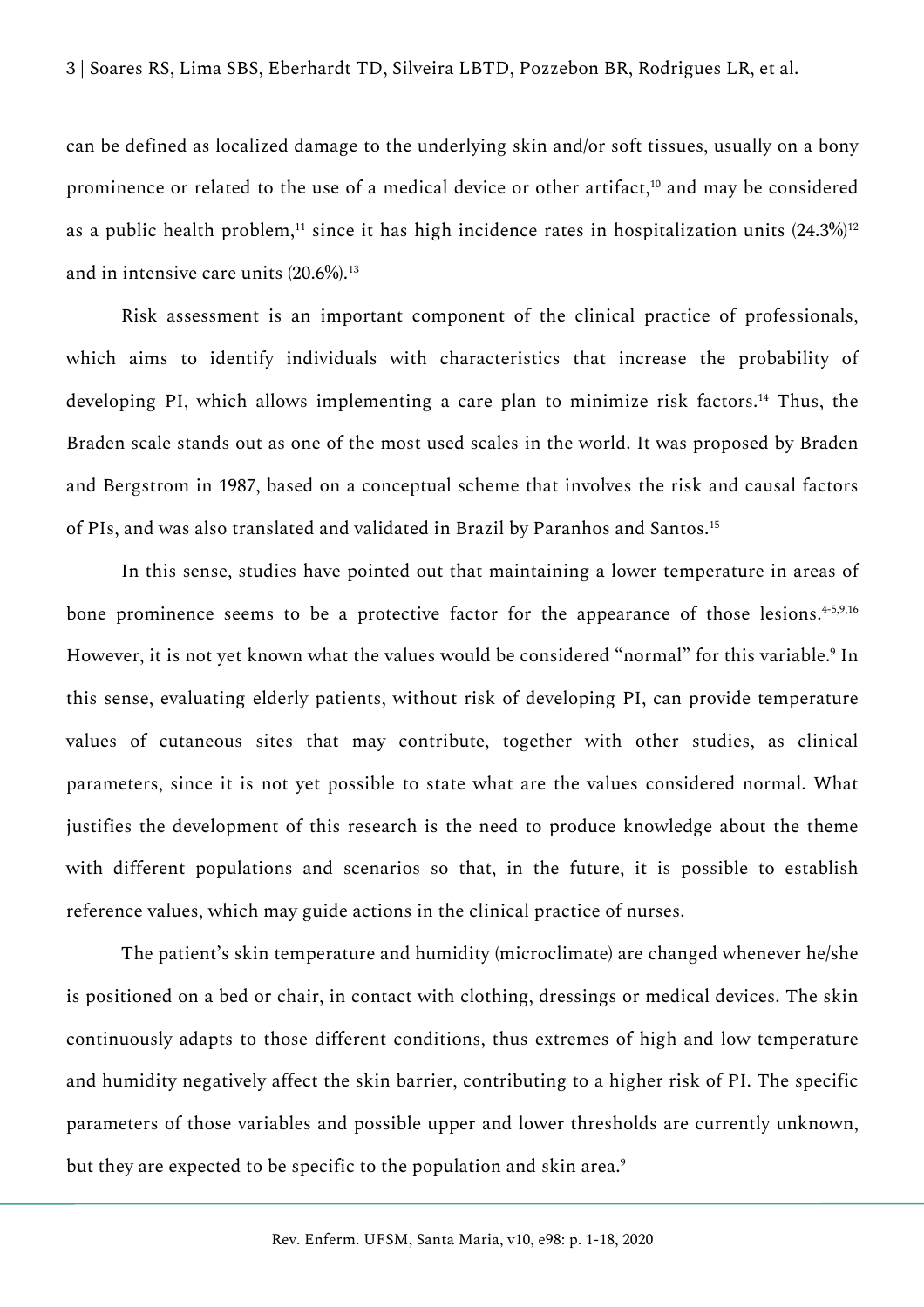can be defined as localized damage to the underlying skin and/or soft tissues, usually on a bony prominence or related to the use of a medical device or other artifact,[10] and may be considered as a public health problem,[11] since it has high incidence rates in hospitalization units (24.3%)[12] and in intensive care units (20.6%).[13]

Risk assessment is an important component of the clinical practice of professionals, which aims to identify individuals with characteristics that increase the probability of developing PI, which allows implementing a care plan to minimize risk factors.[14] Thus, the Braden scale stands out as one of the most used scales in the world. It was proposed by Braden and Bergstrom in 1987, based on a conceptual scheme that involves the risk and causal factors of PIs, and was also translated and validated in Brazil by Paranhos and Santos.[15]

In this sense, studies have pointed out that maintaining a lower temperature in areas of bone prominence seems to be a protective factor for the appearance of those lesions.[4-5,9,16] However, it is not yet known what the values would be considered "normal" for this variable.[9] In this sense, evaluating elderly patients, without risk of developing PI, can provide temperature values of cutaneous sites that may contribute, together with other studies, as clinical parameters, since it is not yet possible to state what are the values considered normal. What justifies the development of this research is the need to produce knowledge about the theme with different populations and scenarios so that, in the future, it is possible to establish reference values, which may guide actions in the clinical practice of nurses.

The patient's skin temperature and humidity (microclimate) are changed whenever he/she is positioned on a bed or chair, in contact with clothing, dressings or medical devices. The skin continuously adapts to those different conditions, thus extremes of high and low temperature and humidity negatively affect the skin barrier, contributing to a higher risk of PI. The specific parameters of those variables and possible upper and lower thresholds are currently unknown, but they are expected to be specific to the population and skin area.[9]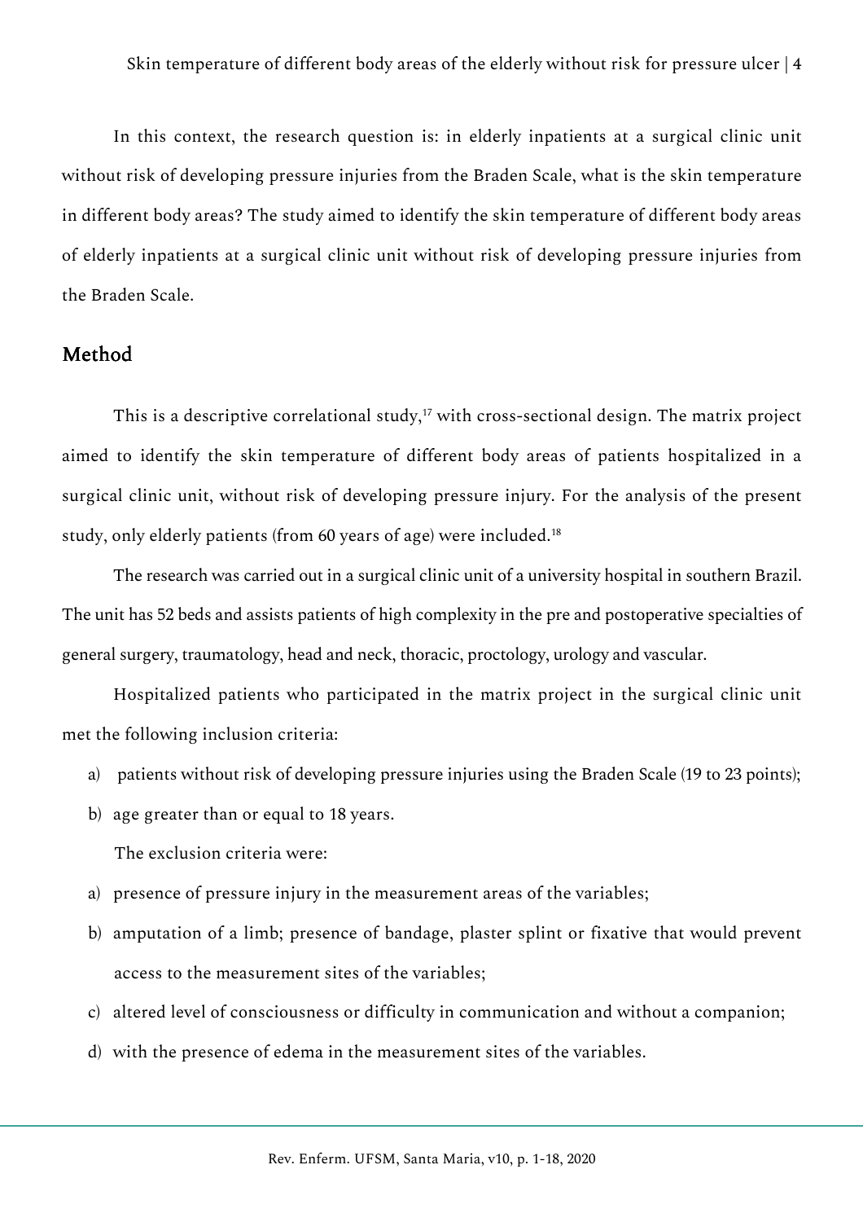In this context, the research question is: in elderly inpatients at a surgical clinic unit without risk of developing pressure injuries from the Braden Scale, what is the skin temperature in different body areas? The study aimed to identify the skin temperature of different body areas of elderly inpatients at a surgical clinic unit without risk of developing pressure injuries from the Braden Scale.

## Method

This is a descriptive correlational study,[17] with cross-sectional design. The matrix project aimed to identify the skin temperature of different body areas of patients hospitalized in a surgical clinic unit, without risk of developing pressure injury. For the analysis of the present study, only elderly patients (from 60 years of age) were included.[18]

The research was carried out in a surgical clinic unit of a university hospital in southern Brazil. The unit has 52 beds and assists patients of high complexity in the pre and postoperative specialties of general surgery, traumatology, head and neck, thoracic, proctology, urology and vascular.

Hospitalized patients who participated in the matrix project in the surgical clinic unit met the following inclusion criteria:

a) patients without risk of developing pressure injuries using the Braden Scale (19 to 23 points);
b) age greater than or equal to 18 years.

The exclusion criteria were:

a) presence of pressure injury in the measurement areas of the variables;
b) amputation of a limb; presence of bandage, plaster splint or fixative that would prevent access to the measurement sites of the variables;
c) altered level of consciousness or difficulty in communication and without a companion;
d) with the presence of edema in the measurement sites of the variables.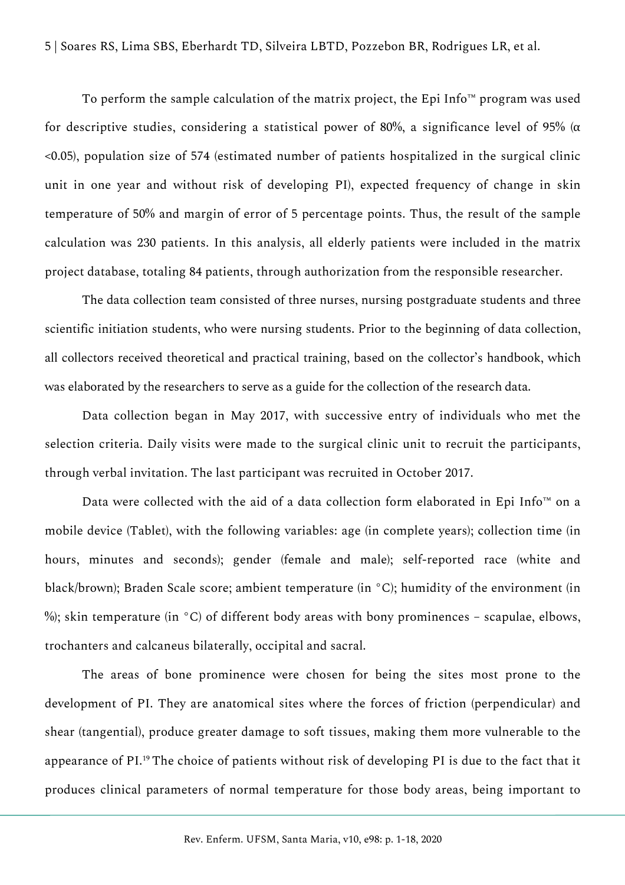To perform the sample calculation of the matrix project, the Epi Info™ program was used for descriptive studies, considering a statistical power of 80%, a significance level of 95% ($\alpha < 0.05$), population size of 574 (estimated number of patients hospitalized in the surgical clinic unit in one year and without risk of developing PI), expected frequency of change in skin temperature of 50% and margin of error of 5 percentage points. Thus, the result of the sample calculation was 230 patients. In this analysis, all elderly patients were included in the matrix project database, totaling 84 patients, through authorization from the responsible researcher.

The data collection team consisted of three nurses, nursing postgraduate students and three scientific initiation students, who were nursing students. Prior to the beginning of data collection, all collectors received theoretical and practical training, based on the collector's handbook, which was elaborated by the researchers to serve as a guide for the collection of the research data.

Data collection began in May 2017, with successive entry of individuals who met the selection criteria. Daily visits were made to the surgical clinic unit to recruit the participants, through verbal invitation. The last participant was recruited in October 2017.

Data were collected with the aid of a data collection form elaborated in Epi Info™ on a mobile device (Tablet), with the following variables: age (in complete years); collection time (in hours, minutes and seconds); gender (female and male); self-reported race (white and black/brown); Braden Scale score; ambient temperature (in °C); humidity of the environment (in %); skin temperature (in °C) of different body areas with bony prominences – scapulae, elbows, trochanters and calcaneus bilaterally, occipital and sacral.

The areas of bone prominence were chosen for being the sites most prone to the development of PI. They are anatomical sites where the forces of friction (perpendicular) and shear (tangential), produce greater damage to soft tissues, making them more vulnerable to the appearance of PI.[19] The choice of patients without risk of developing PI is due to the fact that it produces clinical parameters of normal temperature for those body areas, being important to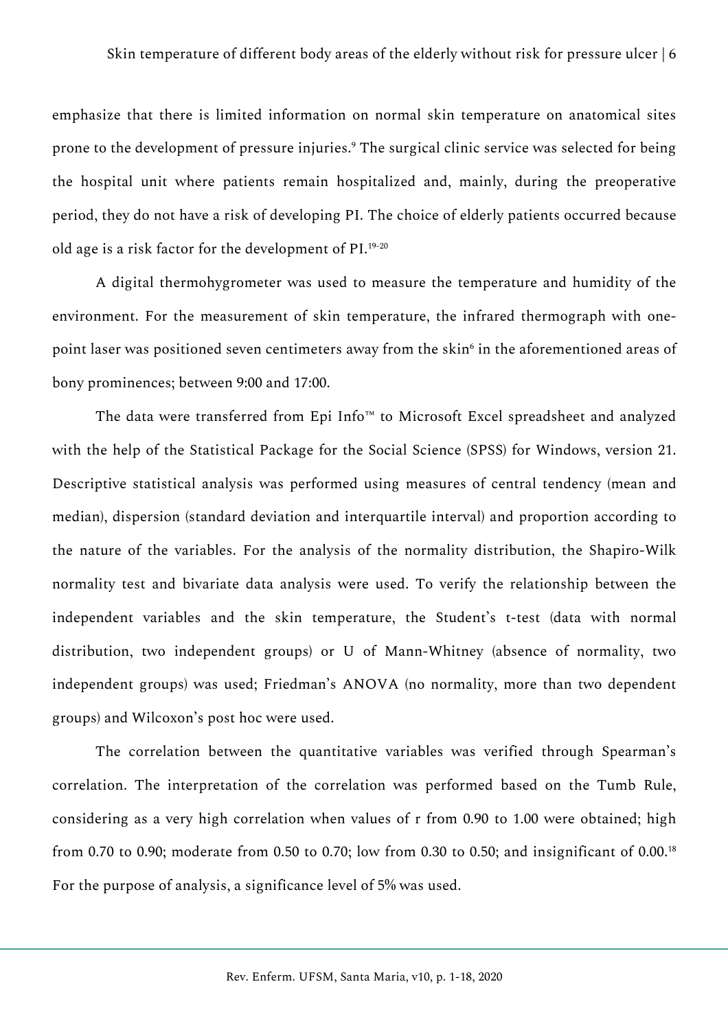emphasize that there is limited information on normal skin temperature on anatomical sites prone to the development of pressure injuries.[9] The surgical clinic service was selected for being the hospital unit where patients remain hospitalized and, mainly, during the preoperative period, they do not have a risk of developing PI. The choice of elderly patients occurred because old age is a risk factor for the development of PI.[19-20]

A digital thermohygrometer was used to measure the temperature and humidity of the environment. For the measurement of skin temperature, the infrared thermograph with one-point laser was positioned seven centimeters away from the skin[6] in the aforementioned areas of bony prominences; between 9:00 and 17:00.

The data were transferred from Epi Info™ to Microsoft Excel spreadsheet and analyzed with the help of the Statistical Package for the Social Science (SPSS) for Windows, version 21. Descriptive statistical analysis was performed using measures of central tendency (mean and median), dispersion (standard deviation and interquartile interval) and proportion according to the nature of the variables. For the analysis of the normality distribution, the Shapiro-Wilk normality test and bivariate data analysis were used. To verify the relationship between the independent variables and the skin temperature, the Student's t-test (data with normal distribution, two independent groups) or U of Mann-Whitney (absence of normality, two independent groups) was used; Friedman's ANOVA (no normality, more than two dependent groups) and Wilcoxon's post hoc were used.

The correlation between the quantitative variables was verified through Spearman's correlation. The interpretation of the correlation was performed based on the Tumb Rule, considering as a very high correlation when values of r from 0.90 to 1.00 were obtained; high from 0.70 to 0.90; moderate from 0.50 to 0.70; low from 0.30 to 0.50; and insignificant of 0.00.[18] For the purpose of analysis, a significance level of 5% was used.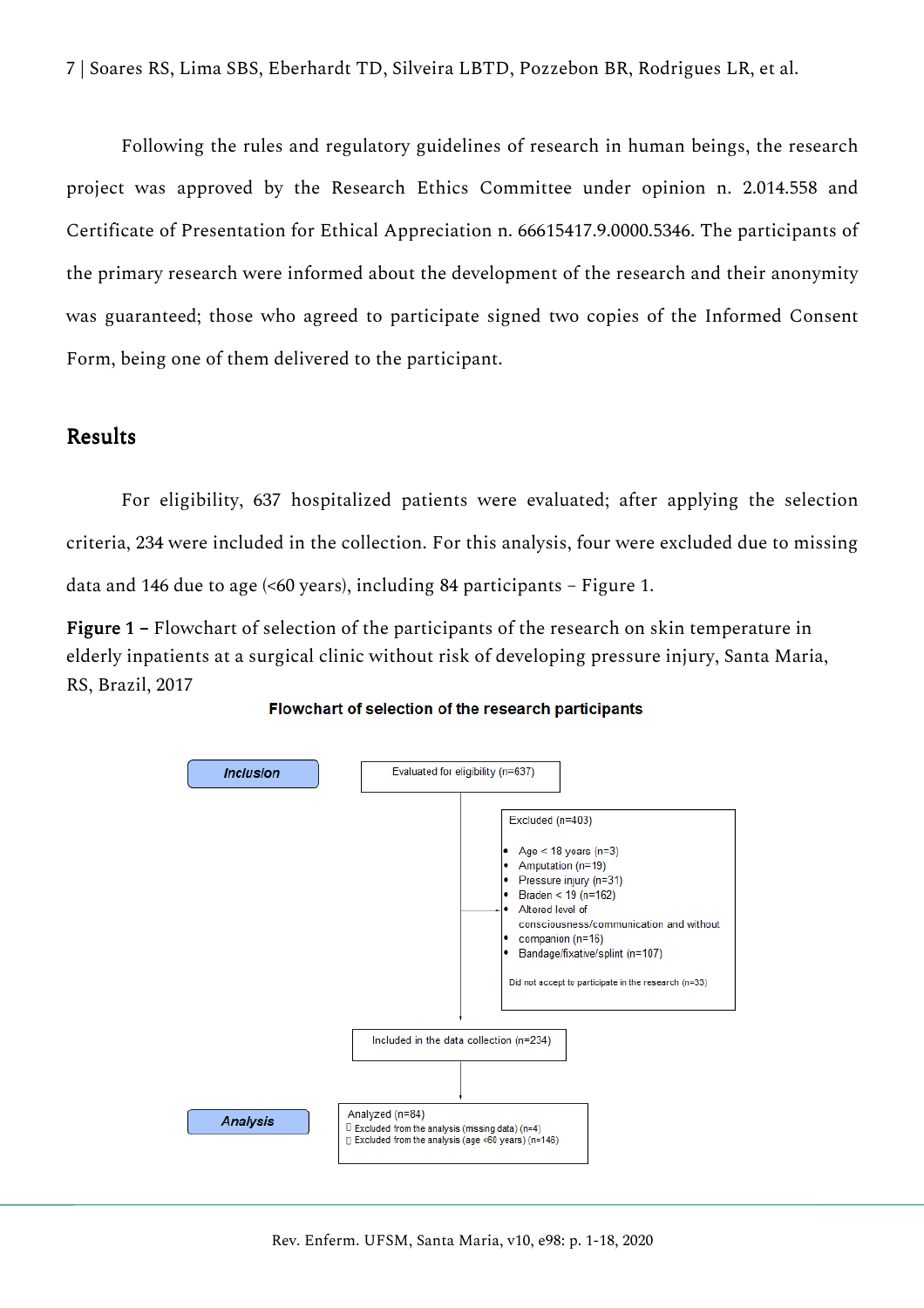Following the rules and regulatory guidelines of research in human beings, the research project was approved by the Research Ethics Committee under opinion n. 2.014.558 and Certificate of Presentation for Ethical Appreciation n. 66615417.9.0000.5346. The participants of the primary research were informed about the development of the research and their anonymity was guaranteed; those who agreed to participate signed two copies of the Informed Consent Form, being one of them delivered to the participant.

## Results

For eligibility, 637 hospitalized patients were evaluated; after applying the selection criteria, 234 were included in the collection. For this analysis, four were excluded due to missing data and 146 due to age (<60 years), including 84 participants – Figure 1.

**Figure 1 –** Flowchart of selection of the participants of the research on skin temperature in elderly inpatients at a surgical clinic without risk of developing pressure injury, Santa Maria, RS, Brazil, 2017

**Flowchart of selection of the research participants**

**Inclusion**

Evaluated for eligibility (n=637)

Excluded (n=403)

- Age < 18 years (n=3)
- Amputation (n=19)
- Pressure injury (n=31)
- Braden < 19 (n=162)
- Altered level of consciousness/communication and without companion (n=16)
- Bandage/fixative/splint (n=107)

Did not accept to participate in the research (n=33)

Included in the data collection (n=234)

**Analysis**

Analyzed (n=84)

- Excluded from the analysis (missing data) (n=4)
- Excluded from the analysis (age <60 years) (n=146)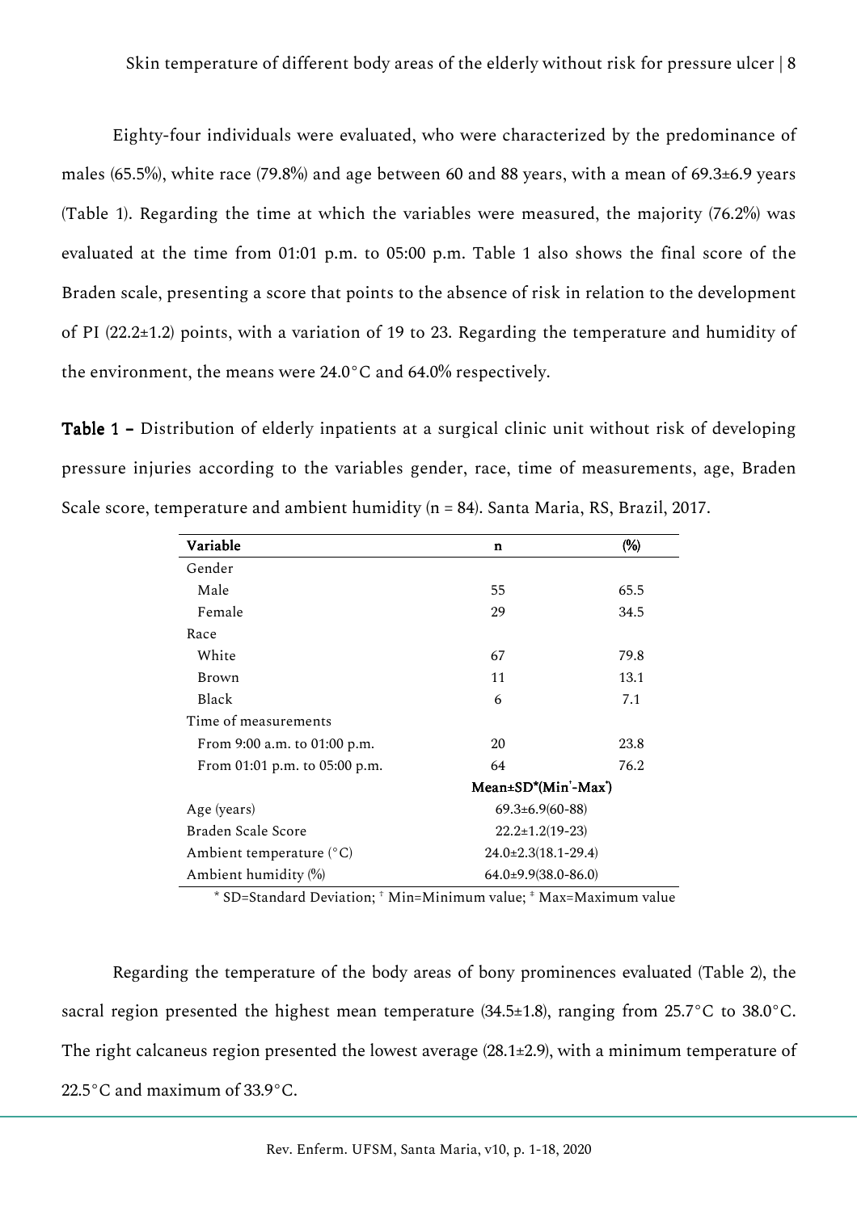Eighty-four individuals were evaluated, who were characterized by the predominance of males (65.5%), white race (79.8%) and age between 60 and 88 years, with a mean of 69.3±6.9 years (Table 1). Regarding the time at which the variables were measured, the majority (76.2%) was evaluated at the time from 01:01 p.m. to 05:00 p.m. Table 1 also shows the final score of the Braden scale, presenting a score that points to the absence of risk in relation to the development of PI (22.2±1.2) points, with a variation of 19 to 23. Regarding the temperature and humidity of the environment, the means were 24.0°C and 64.0% respectively.

**Table 1 –** Distribution of elderly inpatients at a surgical clinic unit without risk of developing pressure injuries according to the variables gender, race, time of measurements, age, Braden Scale score, temperature and ambient humidity (n = 84). Santa Maria, RS, Brazil, 2017.

| Variable | n | (%) |
|---|---|---|
| Gender | | |
| Male | 55 | 65.5 |
| Female | 29 | 34.5 |
| Race | | |
| White | 67 | 79.8 |
| Brown | 11 | 13.1 |
| Black | 6 | 7.1 |
| Time of measurements | | |
| From 9:00 a.m. to 01:00 p.m. | 20 | 23.8 |
| From 01:01 p.m. to 05:00 p.m. | 64 | 76.2 |
| | **Mean±SD\*(Min†-Max‡)** | |
| Age (years) | 69.3±6.9(60-88) | |
| Braden Scale Score | 22.2±1.2(19-23) | |
| Ambient temperature (°C) | 24.0±2.3(18.1-29.4) | |
| Ambient humidity (%) | 64.0±9.9(38.0-86.0) | |

\* SD=Standard Deviation; † Min=Minimum value; ‡ Max=Maximum value

Regarding the temperature of the body areas of bony prominences evaluated (Table 2), the sacral region presented the highest mean temperature (34.5±1.8), ranging from 25.7°C to 38.0°C. The right calcaneus region presented the lowest average (28.1±2.9), with a minimum temperature of 22.5°C and maximum of 33.9°C.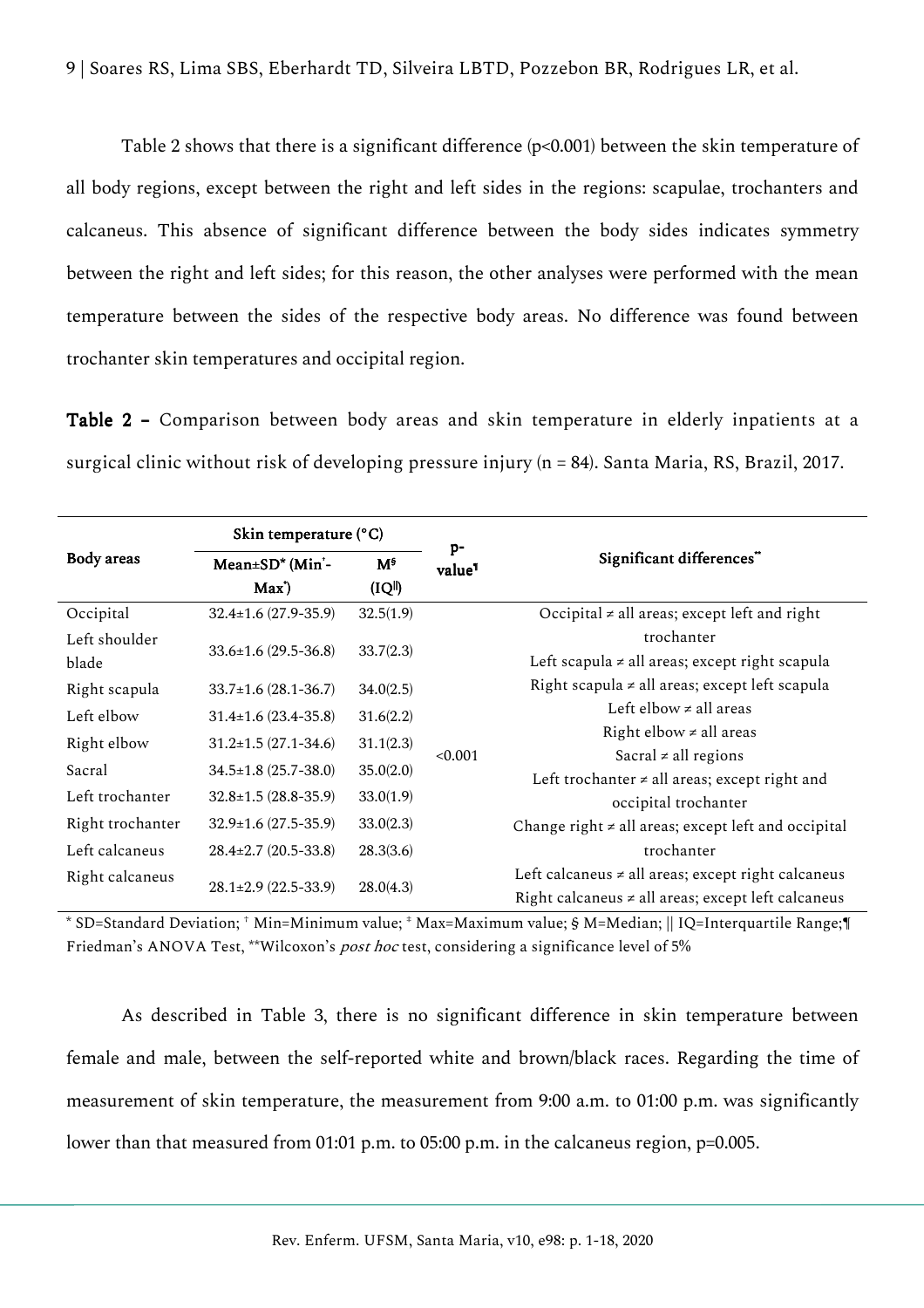Table 2 shows that there is a significant difference (p<0.001) between the skin temperature of all body regions, except between the right and left sides in the regions: scapulae, trochanters and calcaneus. This absence of significant difference between the body sides indicates symmetry between the right and left sides; for this reason, the other analyses were performed with the mean temperature between the sides of the respective body areas. No difference was found between trochanter skin temperatures and occipital region.

**Table 2 –** Comparison between body areas and skin temperature in elderly inpatients at a surgical clinic without risk of developing pressure injury (n = 84). Santa Maria, RS, Brazil, 2017.

| Body areas | Skin temperature (°C) | | p-value¶ | Significant differences** |
|---|---|---|---|---|
| | Mean±SD* (Min†-Max‡) | M§ (IQ‖) | | |
| Occipital | 32.4±1.6 (27.9-35.9) | 32.5(1.9) | <0.001 | Occipital ≠ all areas; except left and right trochanter |
| Left shoulder blade | 33.6±1.6 (29.5-36.8) | 33.7(2.3) | | Left scapula ≠ all areas; except right scapula |
| Right scapula | 33.7±1.6 (28.1-36.7) | 34.0(2.5) | | Right scapula ≠ all areas; except left scapula |
| Left elbow | 31.4±1.6 (23.4-35.8) | 31.6(2.2) | | Left elbow ≠ all areas |
| Right elbow | 31.2±1.5 (27.1-34.6) | 31.1(2.3) | | Right elbow ≠ all areas |
| Sacral | 34.5±1.8 (25.7-38.0) | 35.0(2.0) | | Sacral ≠ all regions |
| Left trochanter | 32.8±1.5 (28.8-35.9) | 33.0(1.9) | | Left trochanter ≠ all areas; except right and occipital trochanter |
| Right trochanter | 32.9±1.6 (27.5-35.9) | 33.0(2.3) | | Change right ≠ all areas; except left and occipital trochanter |
| Left calcaneus | 28.4±2.7 (20.5-33.8) | 28.3(3.6) | | Left calcaneus ≠ all areas; except right calcaneus |
| Right calcaneus | 28.1±2.9 (22.5-33.9) | 28.0(4.3) | | Right calcaneus ≠ all areas; except left calcaneus |

\* SD=Standard Deviation; † Min=Minimum value; ‡ Max=Maximum value; § M=Median; || IQ=Interquartile Range;¶ Friedman's ANOVA Test, **Wilcoxon's *post hoc* test, considering a significance level of 5%

As described in Table 3, there is no significant difference in skin temperature between female and male, between the self-reported white and brown/black races. Regarding the time of measurement of skin temperature, the measurement from 9:00 a.m. to 01:00 p.m. was significantly lower than that measured from 01:01 p.m. to 05:00 p.m. in the calcaneus region, p=0.005.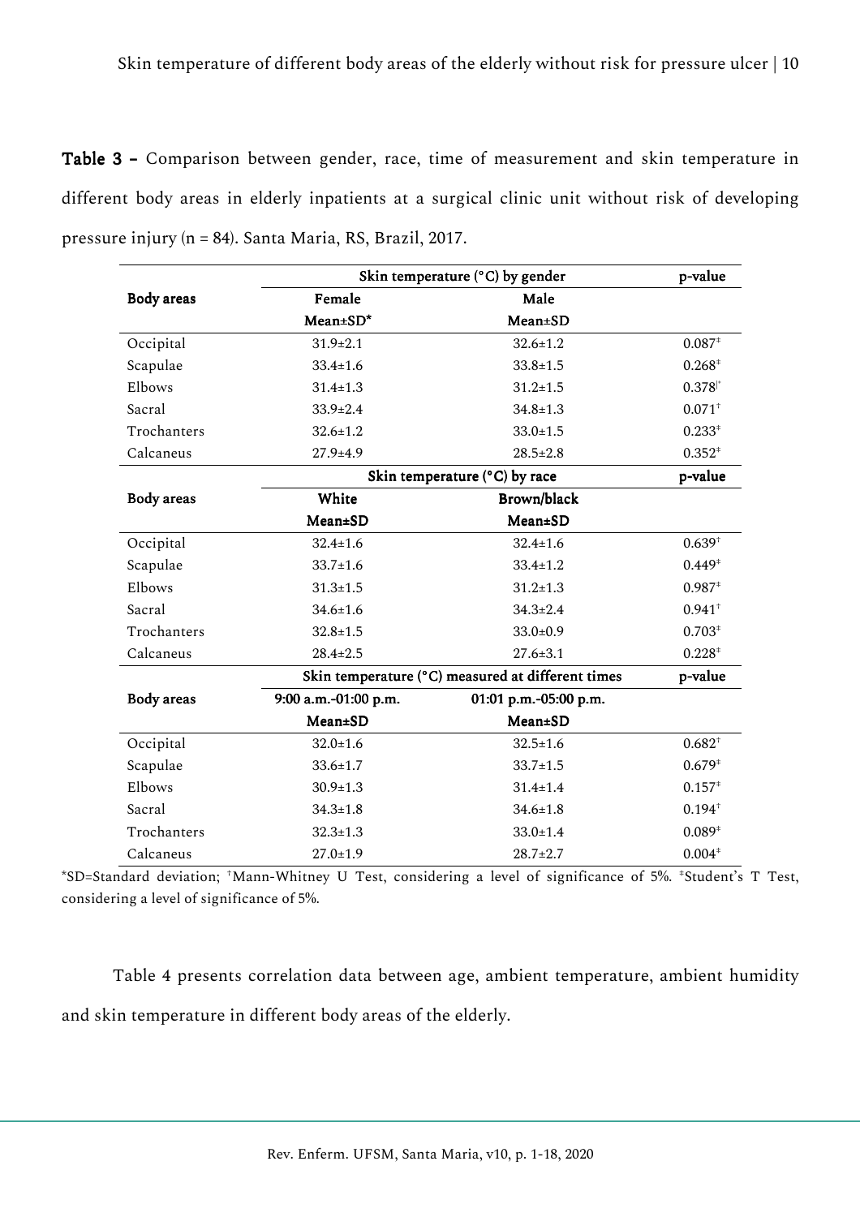**Table 3 –** Comparison between gender, race, time of measurement and skin temperature in different body areas in elderly inpatients at a surgical clinic unit without risk of developing pressure injury (n = 84). Santa Maria, RS, Brazil, 2017.

| Body areas | Skin temperature (°C) by gender | | p-value |
|---|---|---|---|
| | Female | Male | |
| | Mean±SD* | Mean±SD | |
| Occipital | 31.9±2.1 | 32.6±1.2 | 0.087‡ |
| Scapulae | 33.4±1.6 | 33.8±1.5 | 0.268‡ |
| Elbows | 31.4±1.3 | 31.2±1.5 | 0.378† |
| Sacral | 33.9±2.4 | 34.8±1.3 | 0.071† |
| Trochanters | 32.6±1.2 | 33.0±1.5 | 0.233‡ |
| Calcaneus | 27.9±4.9 | 28.5±2.8 | 0.352‡ |
| **Body areas** | **Skin temperature (°C) by race** | | **p-value** |
| | **White** | **Brown/black** | |
| | **Mean±SD** | **Mean±SD** | |
| Occipital | 32.4±1.6 | 32.4±1.6 | 0.639† |
| Scapulae | 33.7±1.6 | 33.4±1.2 | 0.449‡ |
| Elbows | 31.3±1.5 | 31.2±1.3 | 0.987‡ |
| Sacral | 34.6±1.6 | 34.3±2.4 | 0.941† |
| Trochanters | 32.8±1.5 | 33.0±0.9 | 0.703‡ |
| Calcaneus | 28.4±2.5 | 27.6±3.1 | 0.228‡ |
| **Body areas** | **Skin temperature (°C) measured at different times** | | **p-value** |
| | **9:00 a.m.-01:00 p.m.** | **01:01 p.m.-05:00 p.m.** | |
| | **Mean±SD** | **Mean±SD** | |
| Occipital | 32.0±1.6 | 32.5±1.6 | 0.682† |
| Scapulae | 33.6±1.7 | 33.7±1.5 | 0.679‡ |
| Elbows | 30.9±1.3 | 31.4±1.4 | 0.157‡ |
| Sacral | 34.3±1.8 | 34.6±1.8 | 0.194† |
| Trochanters | 32.3±1.3 | 33.0±1.4 | 0.089‡ |
| Calcaneus | 27.0±1.9 | 28.7±2.7 | 0.004‡ |

*SD=Standard deviation; †Mann-Whitney U Test, considering a level of significance of 5%. ‡Student's T Test, considering a level of significance of 5%.

Table 4 presents correlation data between age, ambient temperature, ambient humidity and skin temperature in different body areas of the elderly.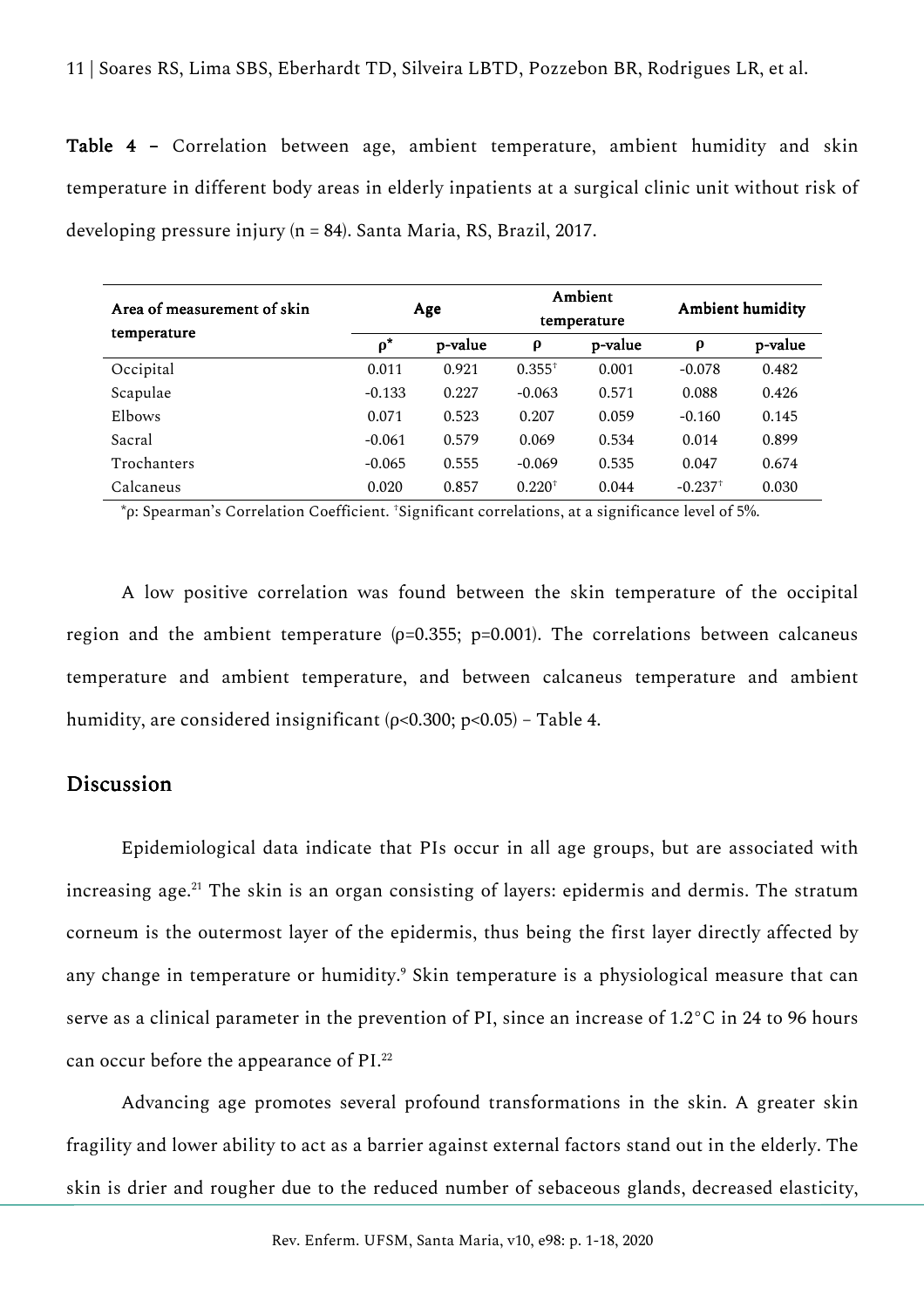**Table 4** – Correlation between age, ambient temperature, ambient humidity and skin temperature in different body areas in elderly inpatients at a surgical clinic unit without risk of developing pressure injury (n = 84). Santa Maria, RS, Brazil, 2017.

| Area of measurement of skin temperature | Age | | Ambient temperature | | Ambient humidity | |
|---|---|---|---|---|---|---|
| | ρ* | p-value | ρ | p-value | ρ | p-value |
| Occipital | 0.011 | 0.921 | 0.355† | 0.001 | -0.078 | 0.482 |
| Scapulae | -0.133 | 0.227 | -0.063 | 0.571 | 0.088 | 0.426 |
| Elbows | 0.071 | 0.523 | 0.207 | 0.059 | -0.160 | 0.145 |
| Sacral | -0.061 | 0.579 | 0.069 | 0.534 | 0.014 | 0.899 |
| Trochanters | -0.065 | 0.555 | -0.069 | 0.535 | 0.047 | 0.674 |
| Calcaneus | 0.020 | 0.857 | 0.220† | 0.044 | -0.237† | 0.030 |

*ρ: Spearman's Correlation Coefficient. †Significant correlations, at a significance level of 5%.

A low positive correlation was found between the skin temperature of the occipital region and the ambient temperature ($\rho=0.355$; $p=0.001$). The correlations between calcaneus temperature and ambient temperature, and between calcaneus temperature and ambient humidity, are considered insignificant ($\rho<0.300$; $p<0.05$) – Table 4.

## Discussion

Epidemiological data indicate that PIs occur in all age groups, but are associated with increasing age.[21] The skin is an organ consisting of layers: epidermis and dermis. The stratum corneum is the outermost layer of the epidermis, thus being the first layer directly affected by any change in temperature or humidity.[9] Skin temperature is a physiological measure that can serve as a clinical parameter in the prevention of PI, since an increase of 1.2°C in 24 to 96 hours can occur before the appearance of PI.[22]

Advancing age promotes several profound transformations in the skin. A greater skin fragility and lower ability to act as a barrier against external factors stand out in the elderly. The skin is drier and rougher due to the reduced number of sebaceous glands, decreased elasticity,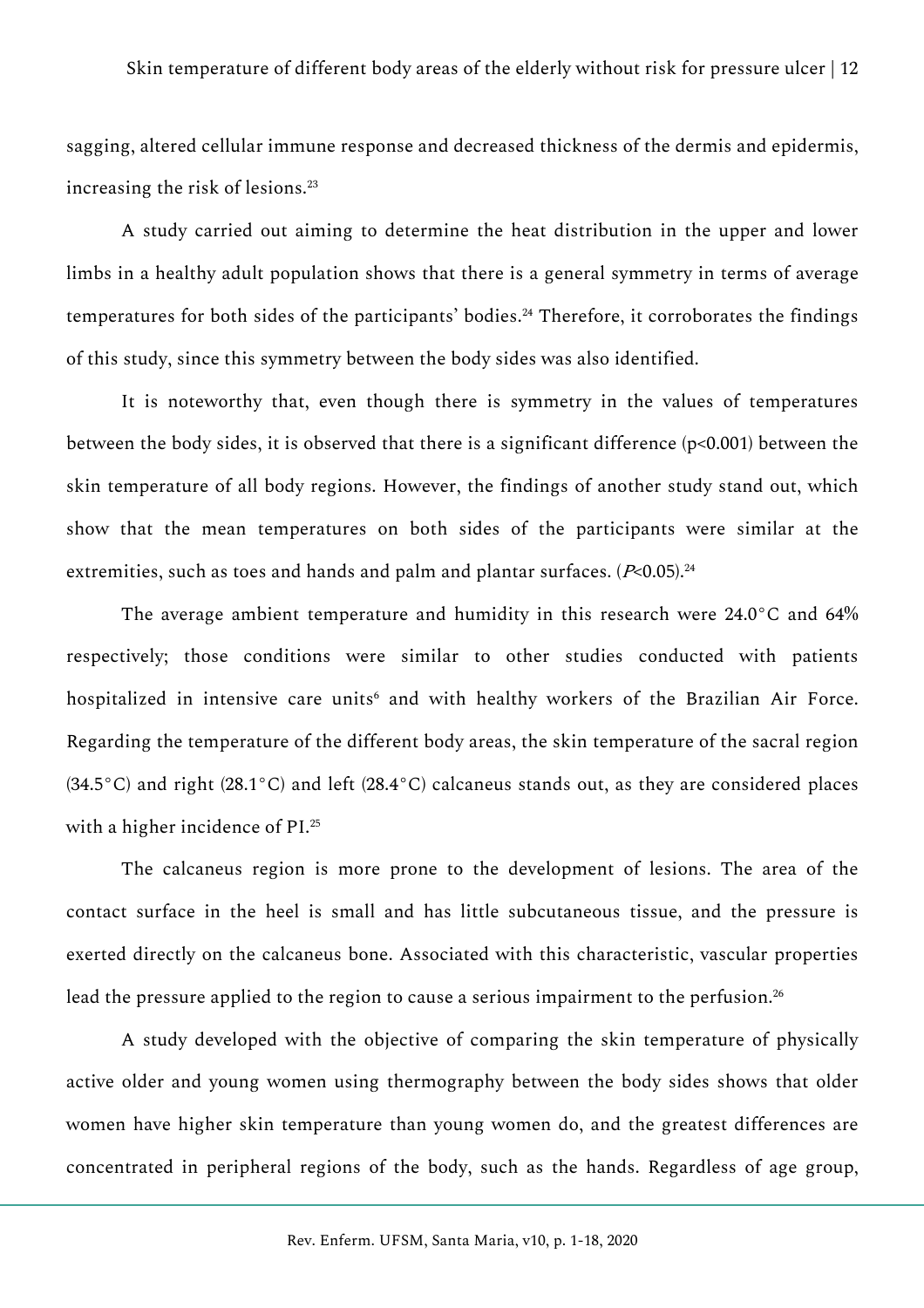sagging, altered cellular immune response and decreased thickness of the dermis and epidermis, increasing the risk of lesions.[23]

A study carried out aiming to determine the heat distribution in the upper and lower limbs in a healthy adult population shows that there is a general symmetry in terms of average temperatures for both sides of the participants' bodies.[24] Therefore, it corroborates the findings of this study, since this symmetry between the body sides was also identified.

It is noteworthy that, even though there is symmetry in the values of temperatures between the body sides, it is observed that there is a significant difference ($p<0.001$) between the skin temperature of all body regions. However, the findings of another study stand out, which show that the mean temperatures on both sides of the participants were similar at the extremities, such as toes and hands and palm and plantar surfaces. ($P<0.05$).[24]

The average ambient temperature and humidity in this research were 24.0°C and 64% respectively; those conditions were similar to other studies conducted with patients hospitalized in intensive care units[6] and with healthy workers of the Brazilian Air Force. Regarding the temperature of the different body areas, the skin temperature of the sacral region (34.5°C) and right (28.1°C) and left (28.4°C) calcaneus stands out, as they are considered places with a higher incidence of PI.[25]

The calcaneus region is more prone to the development of lesions. The area of the contact surface in the heel is small and has little subcutaneous tissue, and the pressure is exerted directly on the calcaneus bone. Associated with this characteristic, vascular properties lead the pressure applied to the region to cause a serious impairment to the perfusion.[26]

A study developed with the objective of comparing the skin temperature of physically active older and young women using thermography between the body sides shows that older women have higher skin temperature than young women do, and the greatest differences are concentrated in peripheral regions of the body, such as the hands. Regardless of age group,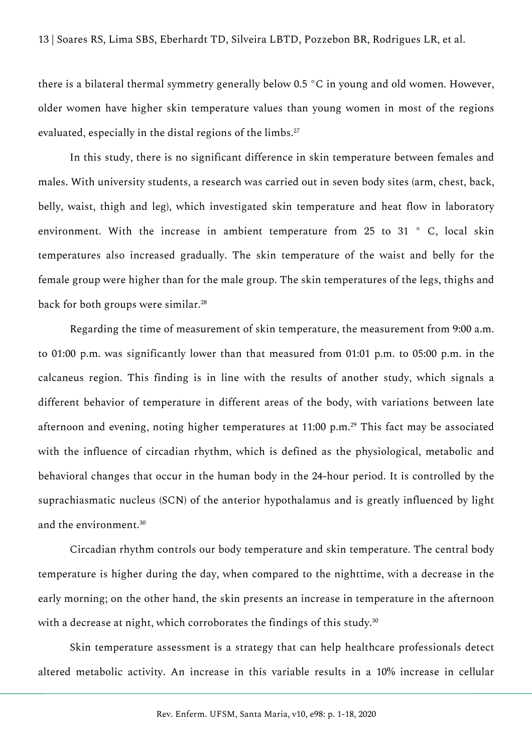there is a bilateral thermal symmetry generally below 0.5 °C in young and old women. However, older women have higher skin temperature values than young women in most of the regions evaluated, especially in the distal regions of the limbs.[27]

In this study, there is no significant difference in skin temperature between females and males. With university students, a research was carried out in seven body sites (arm, chest, back, belly, waist, thigh and leg), which investigated skin temperature and heat flow in laboratory environment. With the increase in ambient temperature from 25 to 31 ° C, local skin temperatures also increased gradually. The skin temperature of the waist and belly for the female group were higher than for the male group. The skin temperatures of the legs, thighs and back for both groups were similar.[28]

Regarding the time of measurement of skin temperature, the measurement from 9:00 a.m. to 01:00 p.m. was significantly lower than that measured from 01:01 p.m. to 05:00 p.m. in the calcaneus region. This finding is in line with the results of another study, which signals a different behavior of temperature in different areas of the body, with variations between late afternoon and evening, noting higher temperatures at 11:00 p.m.[29] This fact may be associated with the influence of circadian rhythm, which is defined as the physiological, metabolic and behavioral changes that occur in the human body in the 24-hour period. It is controlled by the suprachiasmatic nucleus (SCN) of the anterior hypothalamus and is greatly influenced by light and the environment.[30]

Circadian rhythm controls our body temperature and skin temperature. The central body temperature is higher during the day, when compared to the nighttime, with a decrease in the early morning; on the other hand, the skin presents an increase in temperature in the afternoon with a decrease at night, which corroborates the findings of this study.[30]

Skin temperature assessment is a strategy that can help healthcare professionals detect altered metabolic activity. An increase in this variable results in a 10% increase in cellular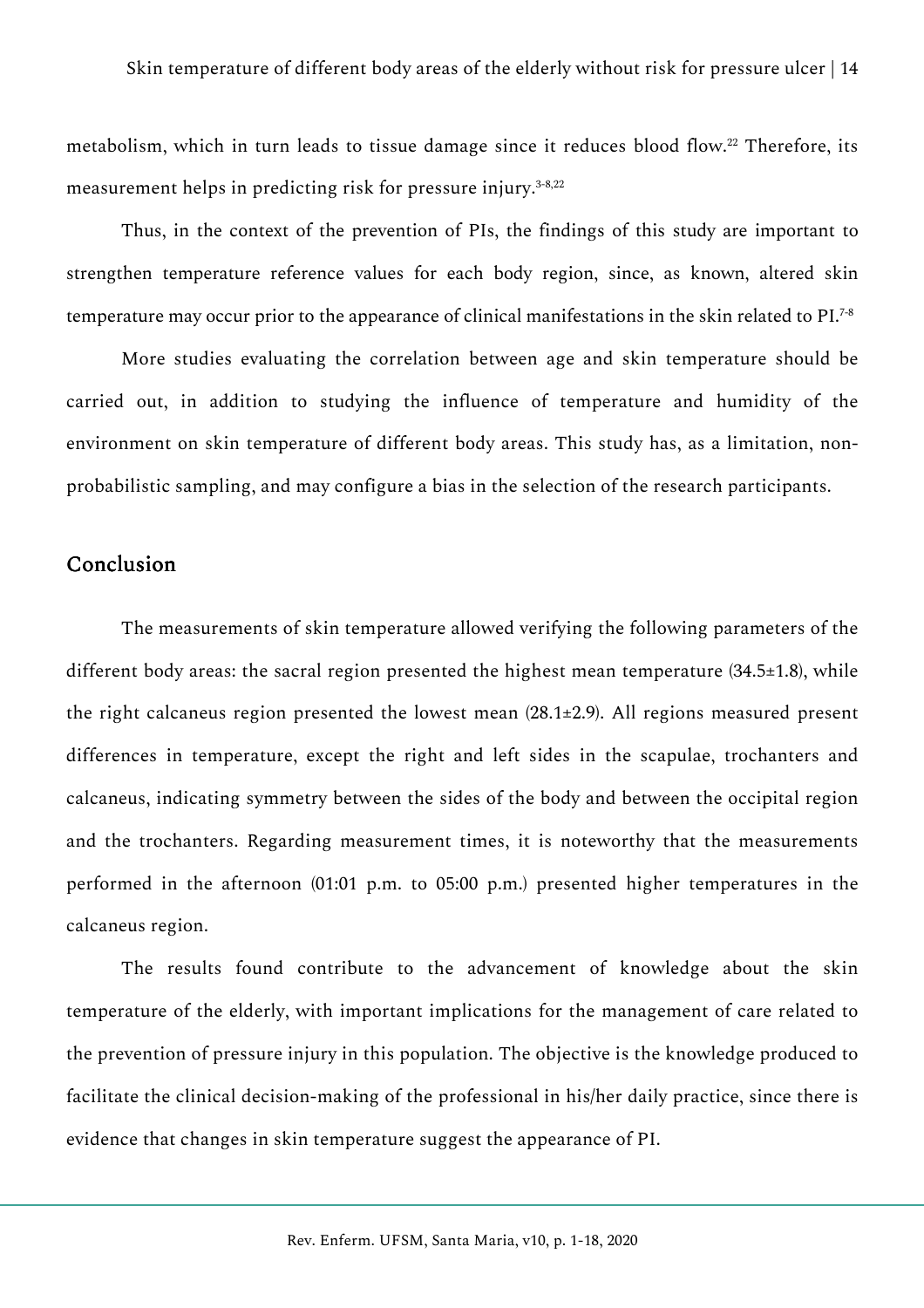metabolism, which in turn leads to tissue damage since it reduces blood flow.[22] Therefore, its measurement helps in predicting risk for pressure injury.[3-8,22]

Thus, in the context of the prevention of PIs, the findings of this study are important to strengthen temperature reference values for each body region, since, as known, altered skin temperature may occur prior to the appearance of clinical manifestations in the skin related to PI.[7-8]

More studies evaluating the correlation between age and skin temperature should be carried out, in addition to studying the influence of temperature and humidity of the environment on skin temperature of different body areas. This study has, as a limitation, non-probabilistic sampling, and may configure a bias in the selection of the research participants.

## Conclusion

The measurements of skin temperature allowed verifying the following parameters of the different body areas: the sacral region presented the highest mean temperature (34.5±1.8), while the right calcaneus region presented the lowest mean (28.1±2.9). All regions measured present differences in temperature, except the right and left sides in the scapulae, trochanters and calcaneus, indicating symmetry between the sides of the body and between the occipital region and the trochanters. Regarding measurement times, it is noteworthy that the measurements performed in the afternoon (01:01 p.m. to 05:00 p.m.) presented higher temperatures in the calcaneus region.

The results found contribute to the advancement of knowledge about the skin temperature of the elderly, with important implications for the management of care related to the prevention of pressure injury in this population. The objective is the knowledge produced to facilitate the clinical decision-making of the professional in his/her daily practice, since there is evidence that changes in skin temperature suggest the appearance of PI.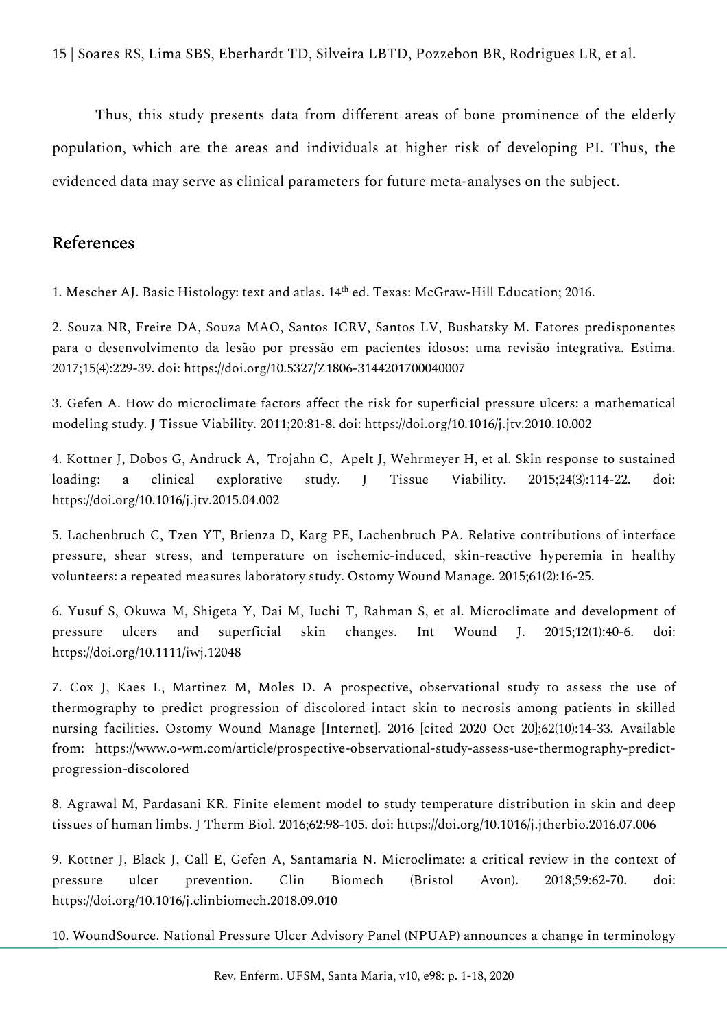Thus, this study presents data from different areas of bone prominence of the elderly population, which are the areas and individuals at higher risk of developing PI. Thus, the evidenced data may serve as clinical parameters for future meta-analyses on the subject.

## References

1. Mescher AJ. Basic Histology: text and atlas. 14th ed. Texas: McGraw-Hill Education; 2016.

2. Souza NR, Freire DA, Souza MAO, Santos ICRV, Santos LV, Bushatsky M. Fatores predisponentes para o desenvolvimento da lesão por pressão em pacientes idosos: uma revisão integrativa. Estima. 2017;15(4):229-39. doi: https://doi.org/10.5327/Z1806-3144201700040007

3. Gefen A. How do microclimate factors affect the risk for superficial pressure ulcers: a mathematical modeling study. J Tissue Viability. 2011;20:81-8. doi: https://doi.org/10.1016/j.jtv.2010.10.002

4. Kottner J, Dobos G, Andruck A, Trojahn C, Apelt J, Wehrmeyer H, et al. Skin response to sustained loading: a clinical explorative study. J Tissue Viability. 2015;24(3):114-22. doi: https://doi.org/10.1016/j.jtv.2015.04.002

5. Lachenbruch C, Tzen YT, Brienza D, Karg PE, Lachenbruch PA. Relative contributions of interface pressure, shear stress, and temperature on ischemic-induced, skin-reactive hyperemia in healthy volunteers: a repeated measures laboratory study. Ostomy Wound Manage. 2015;61(2):16-25.

6. Yusuf S, Okuwa M, Shigeta Y, Dai M, Iuchi T, Rahman S, et al. Microclimate and development of pressure ulcers and superficial skin changes. Int Wound J. 2015;12(1):40-6. doi: https://doi.org/10.1111/iwj.12048

7. Cox J, Kaes L, Martinez M, Moles D. A prospective, observational study to assess the use of thermography to predict progression of discolored intact skin to necrosis among patients in skilled nursing facilities. Ostomy Wound Manage [Internet]. 2016 [cited 2020 Oct 20];62(10):14-33. Available from: https://www.o-wm.com/article/prospective-observational-study-assess-use-thermography-predict-progression-discolored

8. Agrawal M, Pardasani KR. Finite element model to study temperature distribution in skin and deep tissues of human limbs. J Therm Biol. 2016;62:98-105. doi: https://doi.org/10.1016/j.jtherbio.2016.07.006

9. Kottner J, Black J, Call E, Gefen A, Santamaria N. Microclimate: a critical review in the context of pressure ulcer prevention. Clin Biomech (Bristol Avon). 2018;59:62-70. doi: https://doi.org/10.1016/j.clinbiomech.2018.09.010

10. WoundSource. National Pressure Ulcer Advisory Panel (NPUAP) announces a change in terminology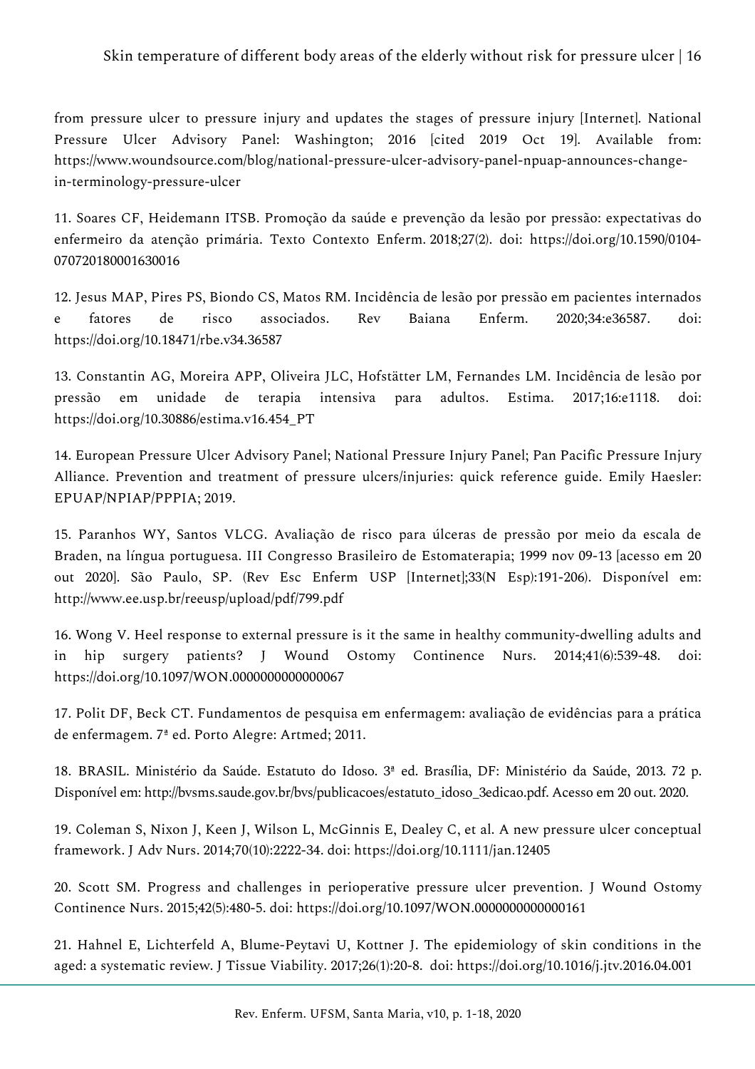from pressure ulcer to pressure injury and updates the stages of pressure injury [Internet]. National Pressure Ulcer Advisory Panel: Washington; 2016 [cited 2019 Oct 19]. Available from: https://www.woundsource.com/blog/national-pressure-ulcer-advisory-panel-npuap-announces-change-in-terminology-pressure-ulcer

11. Soares CF, Heidemann ITSB. Promoção da saúde e prevenção da lesão por pressão: expectativas do enfermeiro da atenção primária. Texto Contexto Enferm. 2018;27(2). doi: https://doi.org/10.1590/0104-070720180001630016

12. Jesus MAP, Pires PS, Biondo CS, Matos RM. Incidência de lesão por pressão em pacientes internados e fatores de risco associados. Rev Baiana Enferm. 2020;34:e36587. doi: https://doi.org/10.18471/rbe.v34.36587

13. Constantin AG, Moreira APP, Oliveira JLC, Hofstätter LM, Fernandes LM. Incidência de lesão por pressão em unidade de terapia intensiva para adultos. Estima. 2017;16:e1118. doi: https://doi.org/10.30886/estima.v16.454_PT

14. European Pressure Ulcer Advisory Panel; National Pressure Injury Panel; Pan Pacific Pressure Injury Alliance. Prevention and treatment of pressure ulcers/injuries: quick reference guide. Emily Haesler: EPUAP/NPIAP/PPPIA; 2019.

15. Paranhos WY, Santos VLCG. Avaliação de risco para úlceras de pressão por meio da escala de Braden, na língua portuguesa. III Congresso Brasileiro de Estomaterapia; 1999 nov 09-13 [acesso em 20 out 2020]. São Paulo, SP. (Rev Esc Enferm USP [Internet];33(N Esp):191-206). Disponível em: http://www.ee.usp.br/reeusp/upload/pdf/799.pdf

16. Wong V. Heel response to external pressure is it the same in healthy community-dwelling adults and in hip surgery patients? J Wound Ostomy Continence Nurs. 2014;41(6):539-48. doi: https://doi.org/10.1097/WON.0000000000000067

17. Polit DF, Beck CT. Fundamentos de pesquisa em enfermagem: avaliação de evidências para a prática de enfermagem. 7ª ed. Porto Alegre: Artmed; 2011.

18. BRASIL. Ministério da Saúde. Estatuto do Idoso. 3ª ed. Brasília, DF: Ministério da Saúde, 2013. 72 p. Disponível em: http://bvsms.saude.gov.br/bvs/publicacoes/estatuto_idoso_3edicao.pdf. Acesso em 20 out. 2020.

19. Coleman S, Nixon J, Keen J, Wilson L, McGinnis E, Dealey C, et al. A new pressure ulcer conceptual framework. J Adv Nurs. 2014;70(10):2222-34. doi: https://doi.org/10.1111/jan.12405

20. Scott SM. Progress and challenges in perioperative pressure ulcer prevention. J Wound Ostomy Continence Nurs. 2015;42(5):480-5. doi: https://doi.org/10.1097/WON.0000000000000161

21. Hahnel E, Lichterfeld A, Blume-Peytavi U, Kottner J. The epidemiology of skin conditions in the aged: a systematic review. J Tissue Viability. 2017;26(1):20-8. doi: https://doi.org/10.1016/j.jtv.2016.04.001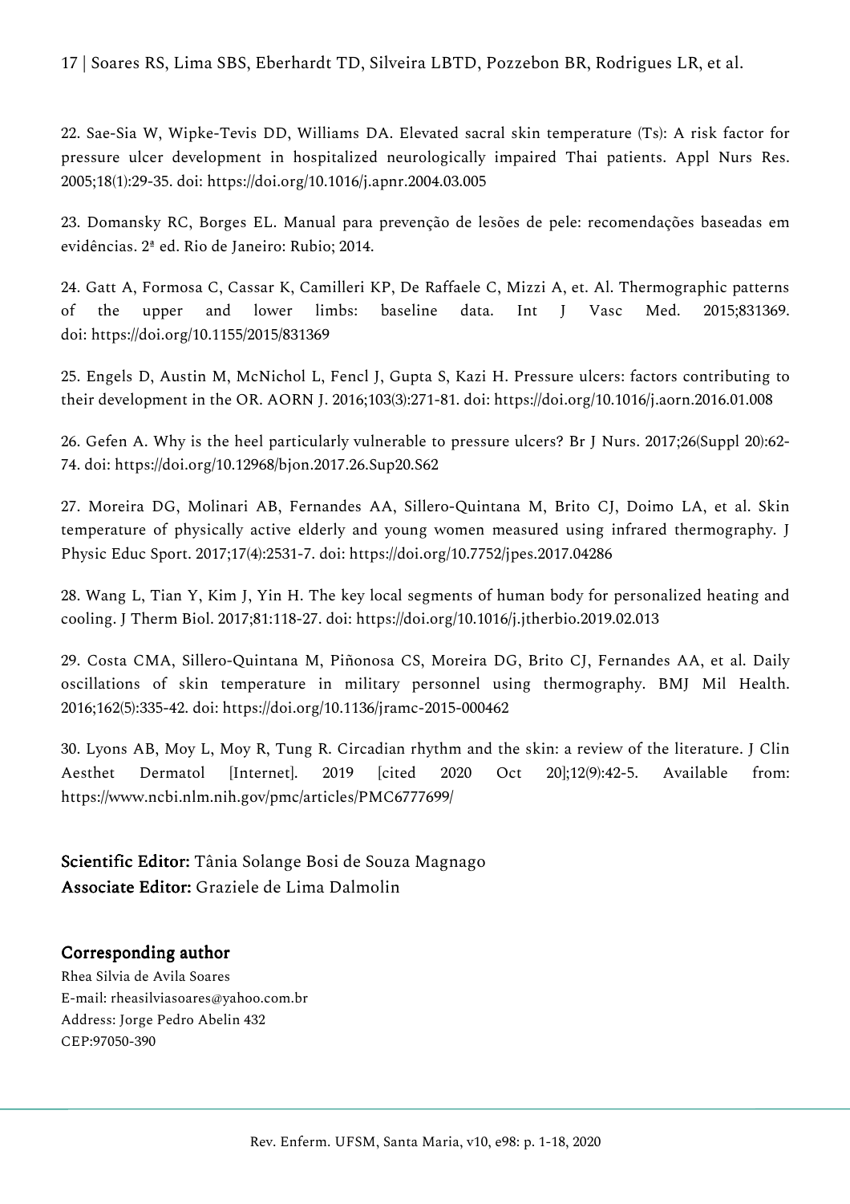22. Sae-Sia W, Wipke-Tevis DD, Williams DA. Elevated sacral skin temperature (Ts): A risk factor for pressure ulcer development in hospitalized neurologically impaired Thai patients. Appl Nurs Res. 2005;18(1):29-35. doi: https://doi.org/10.1016/j.apnr.2004.03.005

23. Domansky RC, Borges EL. Manual para prevenção de lesões de pele: recomendações baseadas em evidências. 2ª ed. Rio de Janeiro: Rubio; 2014.

24. Gatt A, Formosa C, Cassar K, Camilleri KP, De Raffaele C, Mizzi A, et. Al. Thermographic patterns of the upper and lower limbs: baseline data. Int J Vasc Med. 2015;831369. doi: https://doi.org/10.1155/2015/831369

25. Engels D, Austin M, McNichol L, Fencl J, Gupta S, Kazi H. Pressure ulcers: factors contributing to their development in the OR. AORN J. 2016;103(3):271-81. doi: https://doi.org/10.1016/j.aorn.2016.01.008

26. Gefen A. Why is the heel particularly vulnerable to pressure ulcers? Br J Nurs. 2017;26(Suppl 20):62-74. doi: https://doi.org/10.12968/bjon.2017.26.Sup20.S62

27. Moreira DG, Molinari AB, Fernandes AA, Sillero-Quintana M, Brito CJ, Doimo LA, et al. Skin temperature of physically active elderly and young women measured using infrared thermography. J Physic Educ Sport. 2017;17(4):2531-7. doi: https://doi.org/10.7752/jpes.2017.04286

28. Wang L, Tian Y, Kim J, Yin H. The key local segments of human body for personalized heating and cooling. J Therm Biol. 2017;81:118-27. doi: https://doi.org/10.1016/j.jtherbio.2019.02.013

29. Costa CMA, Sillero-Quintana M, Piñonosa CS, Moreira DG, Brito CJ, Fernandes AA, et al. Daily oscillations of skin temperature in military personnel using thermography. BMJ Mil Health. 2016;162(5):335-42. doi: https://doi.org/10.1136/jramc-2015-000462

30. Lyons AB, Moy L, Moy R, Tung R. Circadian rhythm and the skin: a review of the literature. J Clin Aesthet Dermatol [Internet]. 2019 [cited 2020 Oct 20];12(9):42-5. Available from: https://www.ncbi.nlm.nih.gov/pmc/articles/PMC6777699/

**Scientific Editor:** Tânia Solange Bosi de Souza Magnago
**Associate Editor:** Graziele de Lima Dalmolin

## Corresponding author

Rhea Silvia de Avila Soares
E-mail: rheasilviasoares@yahoo.com.br
Address: Jorge Pedro Abelin 432
CEP:97050-390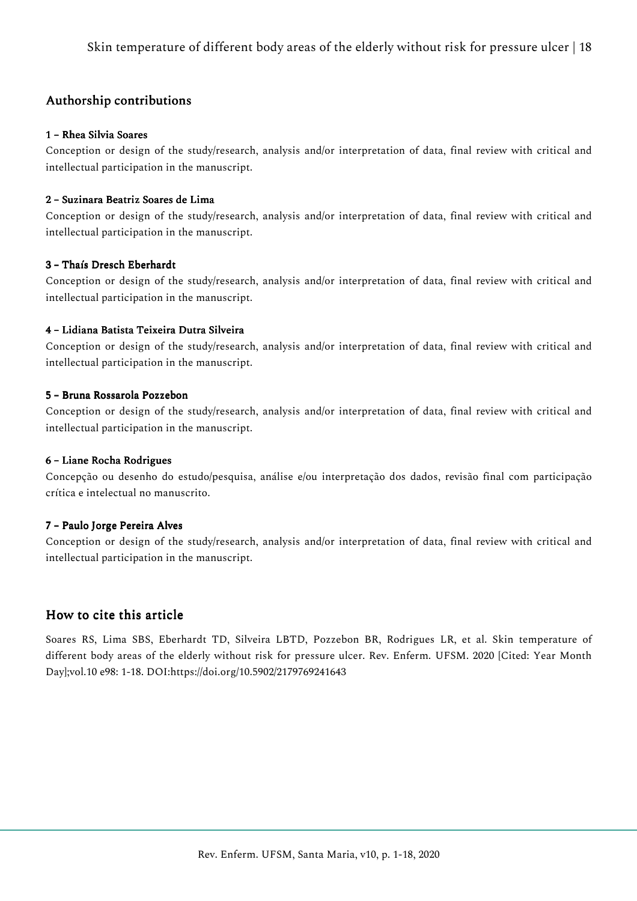## Authorship contributions

**1 – Rhea Silvia Soares**

Conception or design of the study/research, analysis and/or interpretation of data, final review with critical and intellectual participation in the manuscript.

**2 – Suzinara Beatriz Soares de Lima**

Conception or design of the study/research, analysis and/or interpretation of data, final review with critical and intellectual participation in the manuscript.

**3 – Thaís Dresch Eberhardt**

Conception or design of the study/research, analysis and/or interpretation of data, final review with critical and intellectual participation in the manuscript.

**4 – Lidiana Batista Teixeira Dutra Silveira**

Conception or design of the study/research, analysis and/or interpretation of data, final review with critical and intellectual participation in the manuscript.

**5 – Bruna Rossarola Pozzebon**

Conception or design of the study/research, analysis and/or interpretation of data, final review with critical and intellectual participation in the manuscript.

**6 – Liane Rocha Rodrigues**

Concepção ou desenho do estudo/pesquisa, análise e/ou interpretação dos dados, revisão final com participação crítica e intelectual no manuscrito.

**7 – Paulo Jorge Pereira Alves**

Conception or design of the study/research, analysis and/or interpretation of data, final review with critical and intellectual participation in the manuscript.

## How to cite this article

Soares RS, Lima SBS, Eberhardt TD, Silveira LBTD, Pozzebon BR, Rodrigues LR, et al. Skin temperature of different body areas of the elderly without risk for pressure ulcer. Rev. Enferm. UFSM. 2020 [Cited: Year Month Day];vol.10 e98: 1-18. DOI:https://doi.org/10.5902/2179769241643